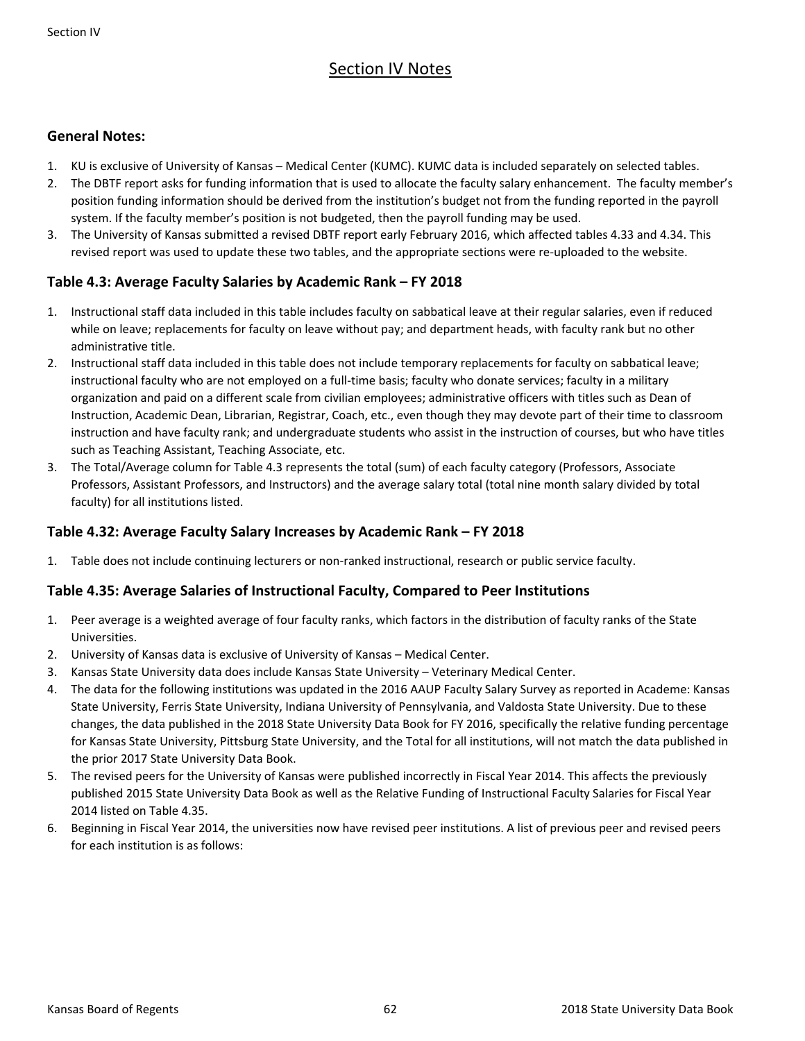# Section IV Notes

## General Notes:

1. KU is exclusive of University of Kansas – Medical Center (KUMC). KUMC data is included separately on selected tables.
2. The DBTF report asks for funding information that is used to allocate the faculty salary enhancement. The faculty member's position funding information should be derived from the institution's budget not from the funding reported in the payroll system. If the faculty member's position is not budgeted, then the payroll funding may be used.
3. The University of Kansas submitted a revised DBTF report early February 2016, which affected tables 4.33 and 4.34. This revised report was used to update these two tables, and the appropriate sections were re-uploaded to the website.

## Table 4.3: Average Faculty Salaries by Academic Rank – FY 2018

1. Instructional staff data included in this table includes faculty on sabbatical leave at their regular salaries, even if reduced while on leave; replacements for faculty on leave without pay; and department heads, with faculty rank but no other administrative title.
2. Instructional staff data included in this table does not include temporary replacements for faculty on sabbatical leave; instructional faculty who are not employed on a full-time basis; faculty who donate services; faculty in a military organization and paid on a different scale from civilian employees; administrative officers with titles such as Dean of Instruction, Academic Dean, Librarian, Registrar, Coach, etc., even though they may devote part of their time to classroom instruction and have faculty rank; and undergraduate students who assist in the instruction of courses, but who have titles such as Teaching Assistant, Teaching Associate, etc.
3. The Total/Average column for Table 4.3 represents the total (sum) of each faculty category (Professors, Associate Professors, Assistant Professors, and Instructors) and the average salary total (total nine month salary divided by total faculty) for all institutions listed.

## Table 4.32: Average Faculty Salary Increases by Academic Rank – FY 2018

1. Table does not include continuing lecturers or non-ranked instructional, research or public service faculty.

## Table 4.35: Average Salaries of Instructional Faculty, Compared to Peer Institutions

1. Peer average is a weighted average of four faculty ranks, which factors in the distribution of faculty ranks of the State Universities.
2. University of Kansas data is exclusive of University of Kansas – Medical Center.
3. Kansas State University data does include Kansas State University – Veterinary Medical Center.
4. The data for the following institutions was updated in the 2016 AAUP Faculty Salary Survey as reported in Academe: Kansas State University, Ferris State University, Indiana University of Pennsylvania, and Valdosta State University. Due to these changes, the data published in the 2018 State University Data Book for FY 2016, specifically the relative funding percentage for Kansas State University, Pittsburg State University, and the Total for all institutions, will not match the data published in the prior 2017 State University Data Book.
5. The revised peers for the University of Kansas were published incorrectly in Fiscal Year 2014. This affects the previously published 2015 State University Data Book as well as the Relative Funding of Instructional Faculty Salaries for Fiscal Year 2014 listed on Table 4.35.
6. Beginning in Fiscal Year 2014, the universities now have revised peer institutions. A list of previous peer and revised peers for each institution is as follows: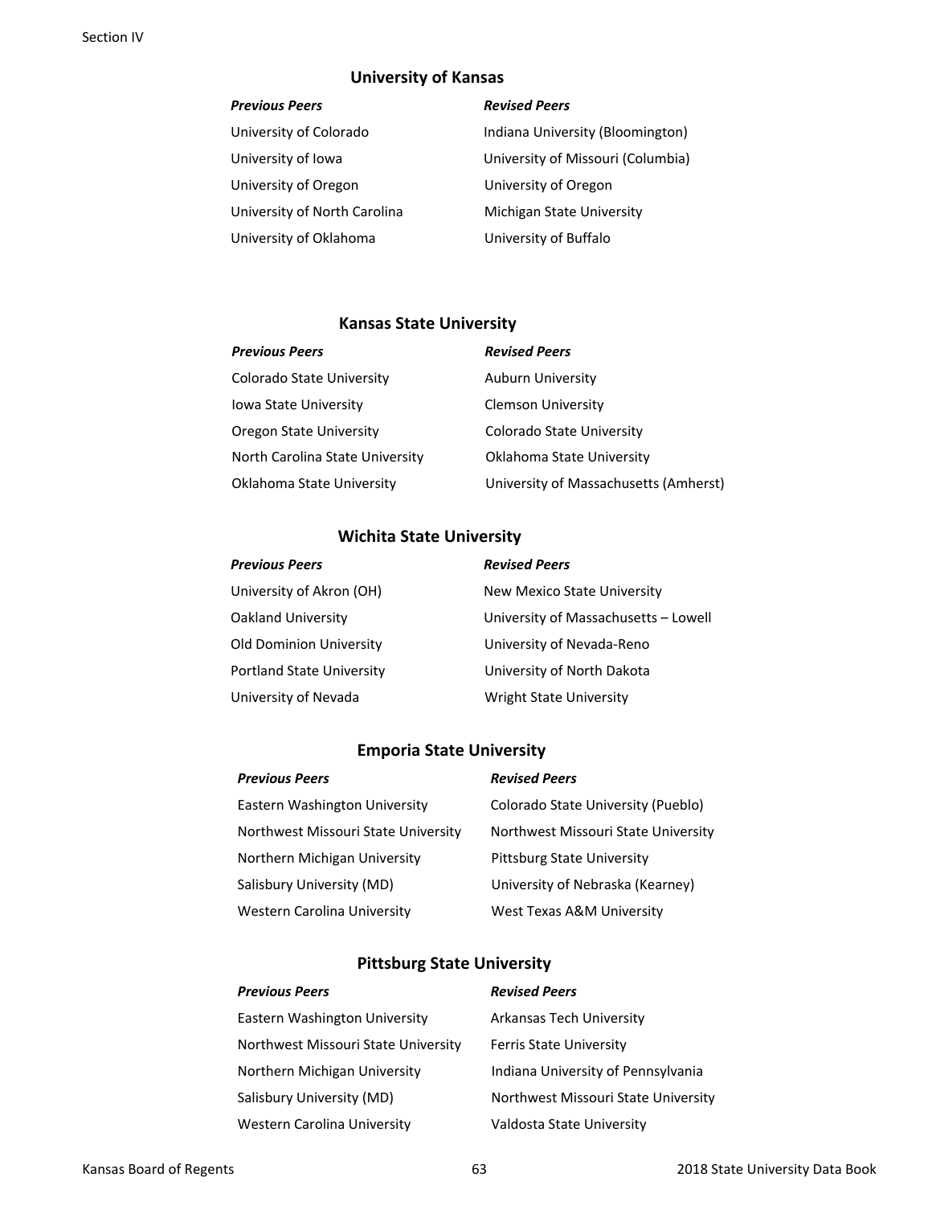## University of Kansas

| *Previous Peers* | *Revised Peers* |
| --- | --- |
| University of Colorado | Indiana University (Bloomington) |
| University of Iowa | University of Missouri (Columbia) |
| University of Oregon | University of Oregon |
| University of North Carolina | Michigan State University |
| University of Oklahoma | University of Buffalo |

## Kansas State University

| *Previous Peers* | *Revised Peers* |
| --- | --- |
| Colorado State University | Auburn University |
| Iowa State University | Clemson University |
| Oregon State University | Colorado State University |
| North Carolina State University | Oklahoma State University |
| Oklahoma State University | University of Massachusetts (Amherst) |

## Wichita State University

| *Previous Peers* | *Revised Peers* |
| --- | --- |
| University of Akron (OH) | New Mexico State University |
| Oakland University | University of Massachusetts – Lowell |
| Old Dominion University | University of Nevada-Reno |
| Portland State University | University of North Dakota |
| University of Nevada | Wright State University |

## Emporia State University

| *Previous Peers* | *Revised Peers* |
| --- | --- |
| Eastern Washington University | Colorado State University (Pueblo) |
| Northwest Missouri State University | Northwest Missouri State University |
| Northern Michigan University | Pittsburg State University |
| Salisbury University (MD) | University of Nebraska (Kearney) |
| Western Carolina University | West Texas A&M University |

## Pittsburg State University

| *Previous Peers* | *Revised Peers* |
| --- | --- |
| Eastern Washington University | Arkansas Tech University |
| Northwest Missouri State University | Ferris State University |
| Northern Michigan University | Indiana University of Pennsylvania |
| Salisbury University (MD) | Northwest Missouri State University |
| Western Carolina University | Valdosta State University |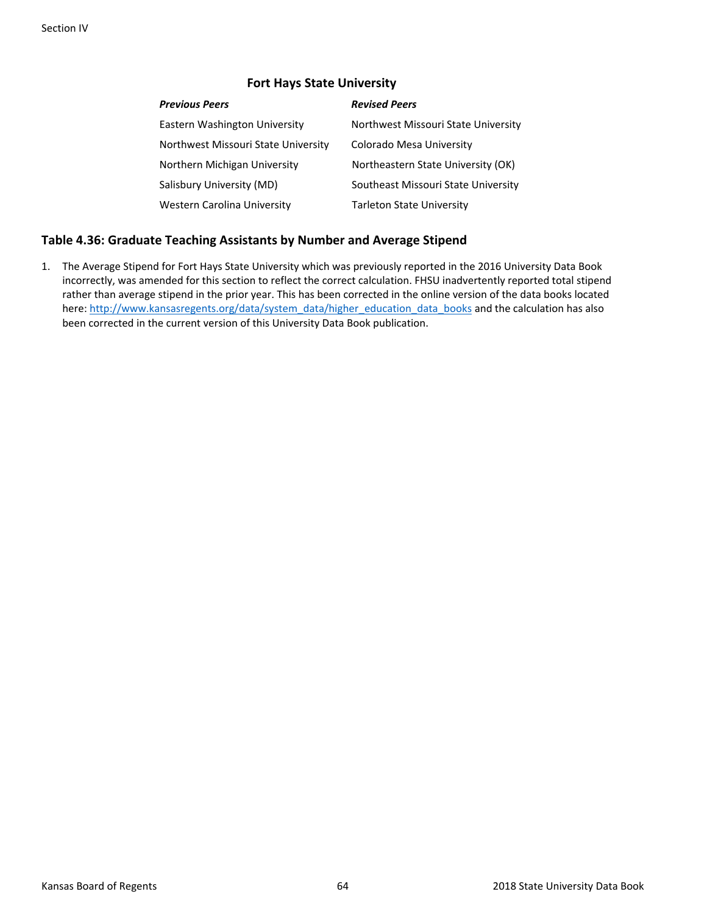### Fort Hays State University

| *Previous Peers* | *Revised Peers* |
|---|---|
| Eastern Washington University | Northwest Missouri State University |
| Northwest Missouri State University | Colorado Mesa University |
| Northern Michigan University | Northeastern State University (OK) |
| Salisbury University (MD) | Southeast Missouri State University |
| Western Carolina University | Tarleton State University |

## Table 4.36: Graduate Teaching Assistants by Number and Average Stipend

1. The Average Stipend for Fort Hays State University which was previously reported in the 2016 University Data Book incorrectly, was amended for this section to reflect the correct calculation. FHSU inadvertently reported total stipend rather than average stipend in the prior year. This has been corrected in the online version of the data books located here: http://www.kansasregents.org/data/system_data/higher_education_data_books and the calculation has also been corrected in the current version of this University Data Book publication.